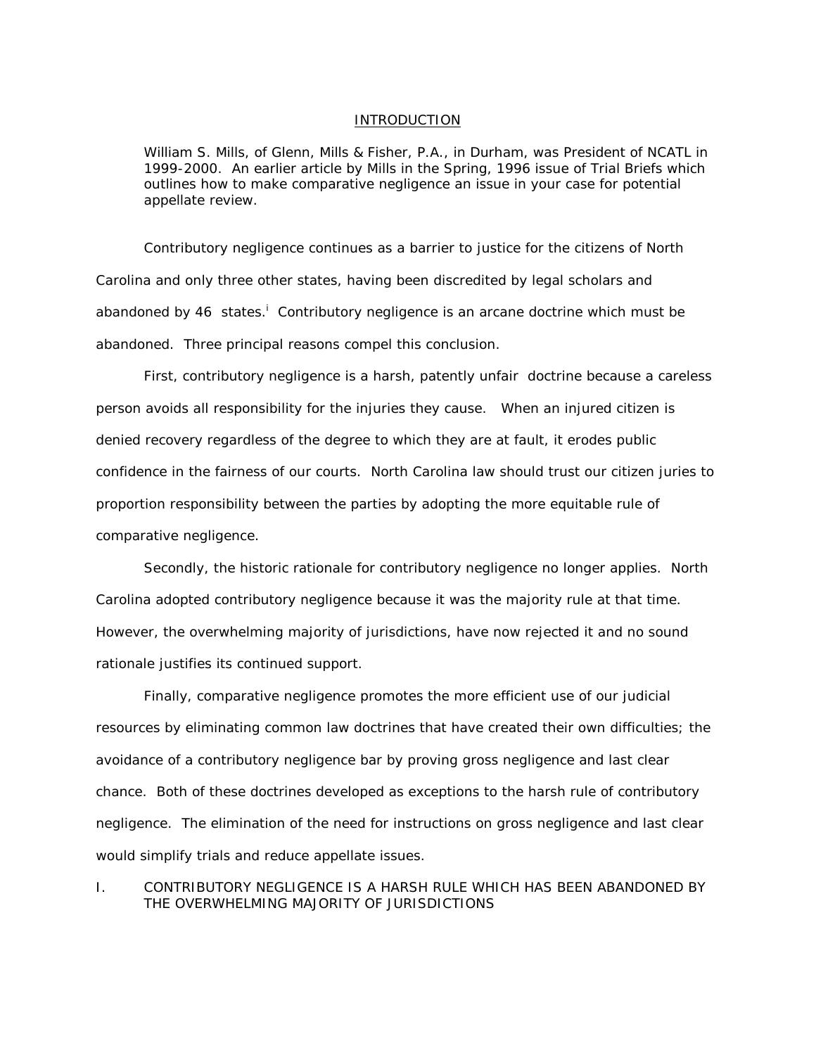## INTRODUCTION

William S. Mills, of Glenn, Mills & Fisher, P.A., in Durham, was President of NCATL in 1999-2000. An earlier article by Mills in the Spring, 1996 issue of Trial Briefs which outlines how to make comparative negligence an issue in your case for potential appellate review.

Contributory negligence continues as a barrier to justice for the citizens of North Carolina and only three other states, having been discredited by legal scholars and abandoned by 46 states.[i] Contributory negligence is an arcane doctrine which must be abandoned. Three principal reasons compel this conclusion.

First, contributory negligence is a harsh, patently unfair doctrine because a careless person avoids all responsibility for the injuries they cause. When an injured citizen is denied recovery regardless of the degree to which they are at fault, it erodes public confidence in the fairness of our courts. North Carolina law should trust our citizen juries to proportion responsibility between the parties by adopting the more equitable rule of comparative negligence.

Secondly, the historic rationale for contributory negligence no longer applies. North Carolina adopted contributory negligence because it was the majority rule at that time. However, the overwhelming majority of jurisdictions, have now rejected it and no sound rationale justifies its continued support.

Finally, comparative negligence promotes the more efficient use of our judicial resources by eliminating common law doctrines that have created their own difficulties; the avoidance of a contributory negligence bar by proving gross negligence and last clear chance. Both of these doctrines developed as exceptions to the harsh rule of contributory negligence. The elimination of the need for instructions on gross negligence and last clear would simplify trials and reduce appellate issues.

## I. CONTRIBUTORY NEGLIGENCE IS A HARSH RULE WHICH HAS BEEN ABANDONED BY THE OVERWHELMING MAJORITY OF JURISDICTIONS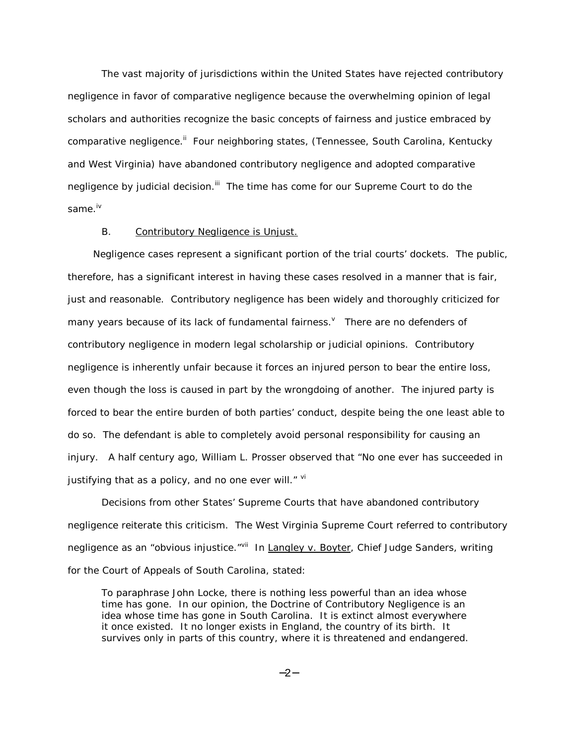The vast majority of jurisdictions within the United States have rejected contributory negligence in favor of comparative negligence because the overwhelming opinion of legal scholars and authorities recognize the basic concepts of fairness and justice embraced by comparative negligence.[ii] Four neighboring states, (Tennessee, South Carolina, Kentucky and West Virginia) have abandoned contributory negligence and adopted comparative negligence by judicial decision.[iii] The time has come for our Supreme Court to do the same.[iv]

B. Contributory Negligence is Unjust.

Negligence cases represent a significant portion of the trial courts' dockets. The public, therefore, has a significant interest in having these cases resolved in a manner that is fair, just and reasonable. Contributory negligence has been widely and thoroughly criticized for many years because of its lack of fundamental fairness.[v] There are no defenders of contributory negligence in modern legal scholarship or judicial opinions. Contributory negligence is inherently unfair because it forces an injured person to bear the entire loss, even though the loss is caused in part by the wrongdoing of another. The injured party is forced to bear the entire burden of both parties' conduct, despite being the one least able to do so. The defendant is able to completely avoid personal responsibility for causing an injury. A half century ago, William L. Prosser observed that "No one ever has succeeded in justifying that as a policy, and no one ever will." [vi]

Decisions from other States' Supreme Courts that have abandoned contributory negligence reiterate this criticism. The West Virginia Supreme Court referred to contributory negligence as an "obvious injustice."[vii] In Langley v. Boyter, Chief Judge Sanders, writing for the Court of Appeals of South Carolina, stated:

> To paraphrase John Locke, there is nothing less powerful than an idea whose time has gone. In our opinion, the Doctrine of Contributory Negligence is an idea whose time has gone in South Carolina. It is extinct almost everywhere it once existed. It no longer exists in England, the country of its birth. It survives only in parts of this country, where it is threatened and endangered.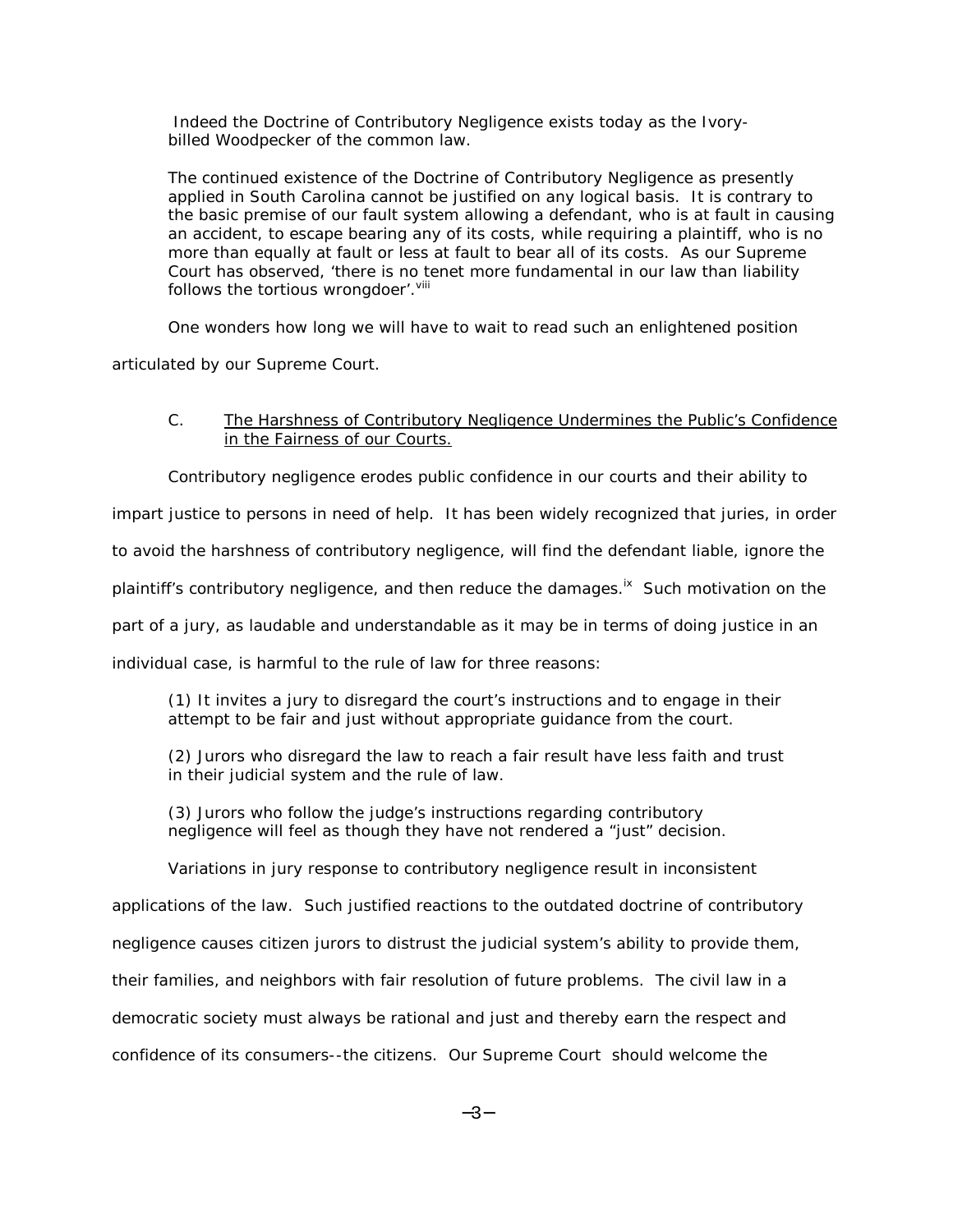> Indeed the Doctrine of Contributory Negligence exists today as the Ivory-billed Woodpecker of the common law.
>
> The continued existence of the Doctrine of Contributory Negligence as presently applied in South Carolina cannot be justified on any logical basis. It is contrary to the basic premise of our fault system allowing a defendant, who is at fault in causing an accident, to escape bearing any of its costs, while requiring a plaintiff, who is no more than equally at fault or less at fault to bear all of its costs. As our Supreme Court has observed, 'there is no tenet more fundamental in our law than liability follows the tortious wrongdoer'.[viii]

One wonders how long we will have to wait to read such an enlightened position articulated by our Supreme Court.

C. <u>The Harshness of Contributory Negligence Undermines the Public's Confidence in the Fairness of our Courts.</u>

Contributory negligence erodes public confidence in our courts and their ability to impart justice to persons in need of help. It has been widely recognized that juries, in order to avoid the harshness of contributory negligence, will find the defendant liable, ignore the plaintiff's contributory negligence, and then reduce the damages.[ix] Such motivation on the part of a jury, as laudable and understandable as it may be in terms of doing justice in an individual case, is harmful to the rule of law for three reasons:

> (1) It invites a jury to disregard the court's instructions and to engage in their attempt to be fair and just without appropriate guidance from the court.
>
> (2) Jurors who disregard the law to reach a fair result have less faith and trust in their judicial system and the rule of law.
>
> (3) Jurors who follow the judge's instructions regarding contributory negligence will feel as though they have not rendered a "just" decision.

Variations in jury response to contributory negligence result in inconsistent applications of the law. Such justified reactions to the outdated doctrine of contributory negligence causes citizen jurors to distrust the judicial system's ability to provide them, their families, and neighbors with fair resolution of future problems. The civil law in a democratic society must always be rational and just and thereby earn the respect and confidence of its consumers--the citizens. Our Supreme Court should welcome the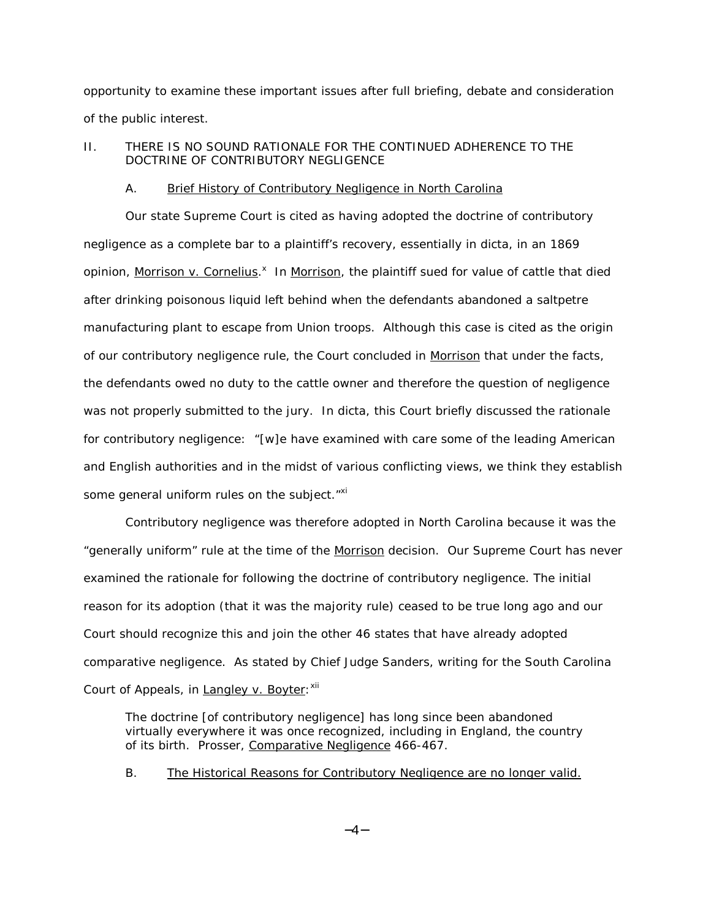opportunity to examine these important issues after full briefing, debate and consideration of the public interest.

## II. THERE IS NO SOUND RATIONALE FOR THE CONTINUED ADHERENCE TO THE DOCTRINE OF CONTRIBUTORY NEGLIGENCE

### A. Brief History of Contributory Negligence in North Carolina

Our state Supreme Court is cited as having adopted the doctrine of contributory negligence as a complete bar to a plaintiff's recovery, essentially in dicta, in an 1869 opinion, Morrison v. Cornelius.[x] In Morrison, the plaintiff sued for value of cattle that died after drinking poisonous liquid left behind when the defendants abandoned a saltpetre manufacturing plant to escape from Union troops. Although this case is cited as the origin of our contributory negligence rule, the Court concluded in Morrison that under the facts, the defendants owed no duty to the cattle owner and therefore the question of negligence was not properly submitted to the jury. In dicta, this Court briefly discussed the rationale for contributory negligence: "[w]e have examined with care some of the leading American and English authorities and in the midst of various conflicting views, we think they establish some general uniform rules on the subject."[xi]

Contributory negligence was therefore adopted in North Carolina because it was the "generally uniform" rule at the time of the Morrison decision. Our Supreme Court has never examined the rationale for following the doctrine of contributory negligence. The initial reason for its adoption (that it was the majority rule) ceased to be true long ago and our Court should recognize this and join the other 46 states that have already adopted comparative negligence. As stated by Chief Judge Sanders, writing for the South Carolina Court of Appeals, in Langley v. Boyter:[xii]

> The doctrine [of contributory negligence] has long since been abandoned virtually everywhere it was once recognized, including in England, the country of its birth. Prosser, Comparative Negligence 466-467.

### B. The Historical Reasons for Contributory Negligence are no longer valid.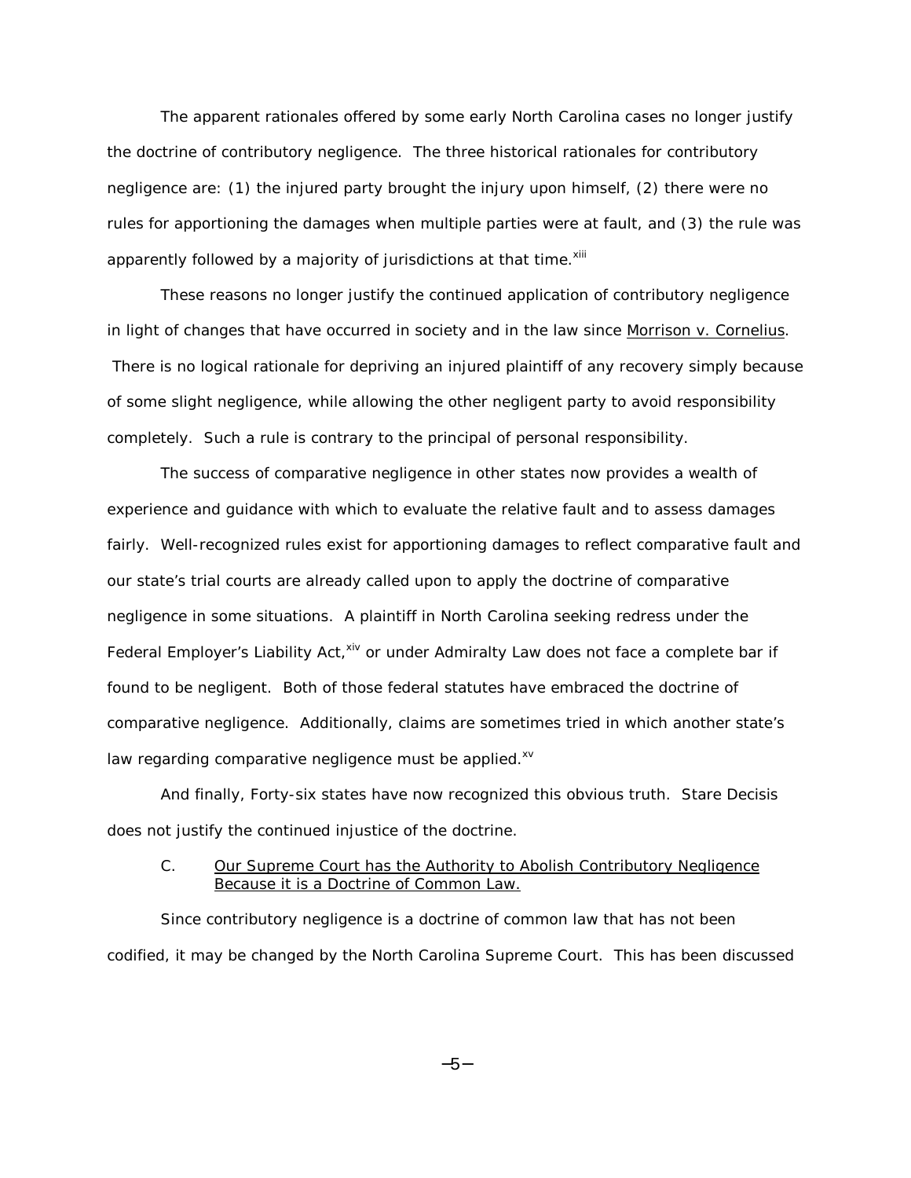The apparent rationales offered by some early North Carolina cases no longer justify the doctrine of contributory negligence. The three historical rationales for contributory negligence are: (1) the injured party brought the injury upon himself, (2) there were no rules for apportioning the damages when multiple parties were at fault, and (3) the rule was apparently followed by a majority of jurisdictions at that time.[xiii]

These reasons no longer justify the continued application of contributory negligence in light of changes that have occurred in society and in the law since Morrison v. Cornelius. There is no logical rationale for depriving an injured plaintiff of any recovery simply because of some slight negligence, while allowing the other negligent party to avoid responsibility completely. Such a rule is contrary to the principal of personal responsibility.

The success of comparative negligence in other states now provides a wealth of experience and guidance with which to evaluate the relative fault and to assess damages fairly. Well-recognized rules exist for apportioning damages to reflect comparative fault and our state's trial courts are already called upon to apply the doctrine of comparative negligence in some situations. A plaintiff in North Carolina seeking redress under the Federal Employer's Liability Act,[xiv] or under Admiralty Law does not face a complete bar if found to be negligent. Both of those federal statutes have embraced the doctrine of comparative negligence. Additionally, claims are sometimes tried in which another state's law regarding comparative negligence must be applied.[xv]

And finally, Forty-six states have now recognized this obvious truth. Stare Decisis does not justify the continued injustice of the doctrine.

### C. Our Supreme Court has the Authority to Abolish Contributory Negligence Because it is a Doctrine of Common Law.

Since contributory negligence is a doctrine of common law that has not been codified, it may be changed by the North Carolina Supreme Court. This has been discussed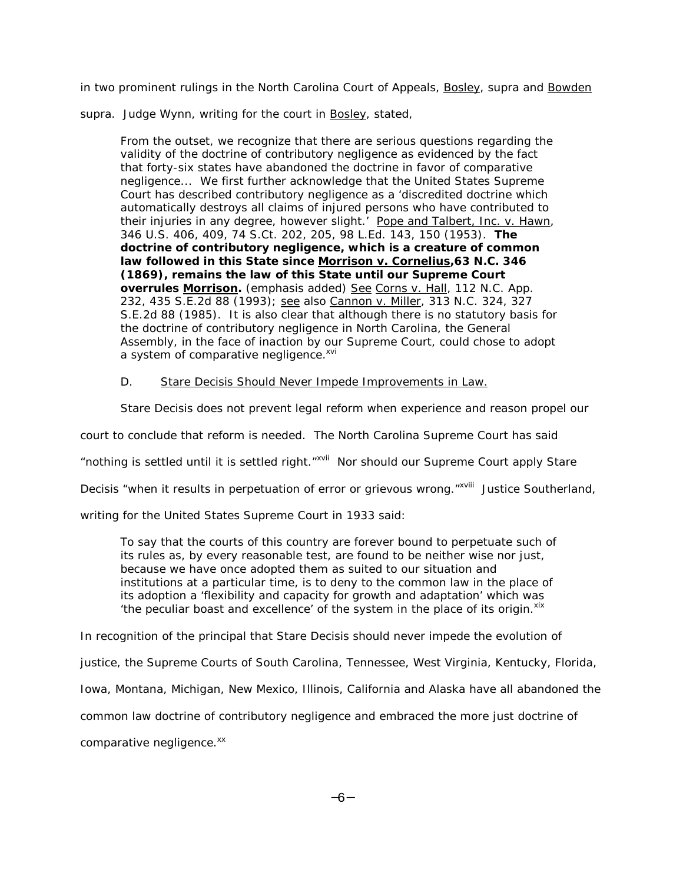in two prominent rulings in the North Carolina Court of Appeals, Bosley, supra and Bowden supra. Judge Wynn, writing for the court in Bosley, stated,

> From the outset, we recognize that there are serious questions regarding the validity of the doctrine of contributory negligence as evidenced by the fact that forty-six states have abandoned the doctrine in favor of comparative negligence... We first further acknowledge that the United States Supreme Court has described contributory negligence as a 'discredited doctrine which automatically destroys all claims of injured persons who have contributed to their injuries in any degree, however slight.' Pope and Talbert, Inc. v. Hawn, 346 U.S. 406, 409, 74 S.Ct. 202, 205, 98 L.Ed. 143, 150 (1953). **The doctrine of contributory negligence, which is a creature of common law followed in this State since Morrison v. Cornelius,63 N.C. 346 (1869), remains the law of this State until our Supreme Court overrules Morrison.** (emphasis added) See Corns v. Hall, 112 N.C. App. 232, 435 S.E.2d 88 (1993); see also Cannon v. Miller, 313 N.C. 324, 327 S.E.2d 88 (1985). It is also clear that although there is no statutory basis for the doctrine of contributory negligence in North Carolina, the General Assembly, in the face of inaction by our Supreme Court, could chose to adopt a system of comparative negligence.[xvi]

D. Stare Decisis Should Never Impede Improvements in Law.

Stare Decisis does not prevent legal reform when experience and reason propel our court to conclude that reform is needed. The North Carolina Supreme Court has said "nothing is settled until it is settled right."[xvii] Nor should our Supreme Court apply Stare Decisis "when it results in perpetuation of error or grievous wrong."[xviii] Justice Southerland, writing for the United States Supreme Court in 1933 said:

> To say that the courts of this country are forever bound to perpetuate such of its rules as, by every reasonable test, are found to be neither wise nor just, because we have once adopted them as suited to our situation and institutions at a particular time, is to deny to the common law in the place of its adoption a 'flexibility and capacity for growth and adaptation' which was 'the peculiar boast and excellence' of the system in the place of its origin.[xix]

In recognition of the principal that Stare Decisis should never impede the evolution of justice, the Supreme Courts of South Carolina, Tennessee, West Virginia, Kentucky, Florida, Iowa, Montana, Michigan, New Mexico, Illinois, California and Alaska have all abandoned the common law doctrine of contributory negligence and embraced the more just doctrine of comparative negligence.[xx]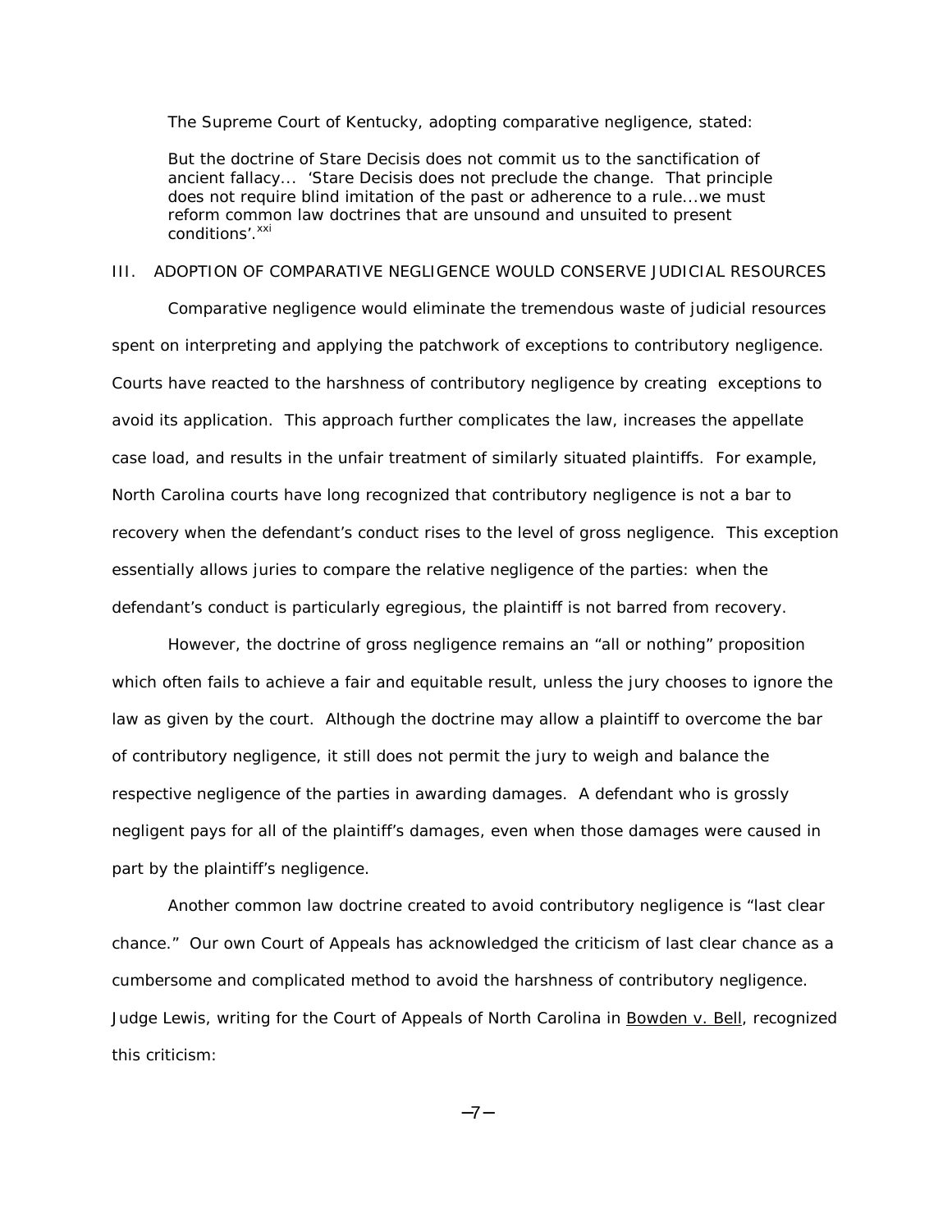The Supreme Court of Kentucky, adopting comparative negligence, stated:

> But the doctrine of Stare Decisis does not commit us to the sanctification of ancient fallacy... 'Stare Decisis does not preclude the change. That principle does not require blind imitation of the past or adherence to a rule...we must reform common law doctrines that are unsound and unsuited to present conditions'.[xxi]

## III. ADOPTION OF COMPARATIVE NEGLIGENCE WOULD CONSERVE JUDICIAL RESOURCES

Comparative negligence would eliminate the tremendous waste of judicial resources spent on interpreting and applying the patchwork of exceptions to contributory negligence. Courts have reacted to the harshness of contributory negligence by creating exceptions to avoid its application. This approach further complicates the law, increases the appellate case load, and results in the unfair treatment of similarly situated plaintiffs. For example, North Carolina courts have long recognized that contributory negligence is not a bar to recovery when the defendant's conduct rises to the level of gross negligence. This exception essentially allows juries to compare the relative negligence of the parties: when the defendant's conduct is particularly egregious, the plaintiff is not barred from recovery.

However, the doctrine of gross negligence remains an "all or nothing" proposition which often fails to achieve a fair and equitable result, unless the jury chooses to ignore the law as given by the court. Although the doctrine may allow a plaintiff to overcome the bar of contributory negligence, it still does not permit the jury to weigh and balance the respective negligence of the parties in awarding damages. A defendant who is grossly negligent pays for all of the plaintiff's damages, even when those damages were caused in part by the plaintiff's negligence.

Another common law doctrine created to avoid contributory negligence is "last clear chance." Our own Court of Appeals has acknowledged the criticism of last clear chance as a cumbersome and complicated method to avoid the harshness of contributory negligence. Judge Lewis, writing for the Court of Appeals of North Carolina in Bowden v. Bell, recognized this criticism: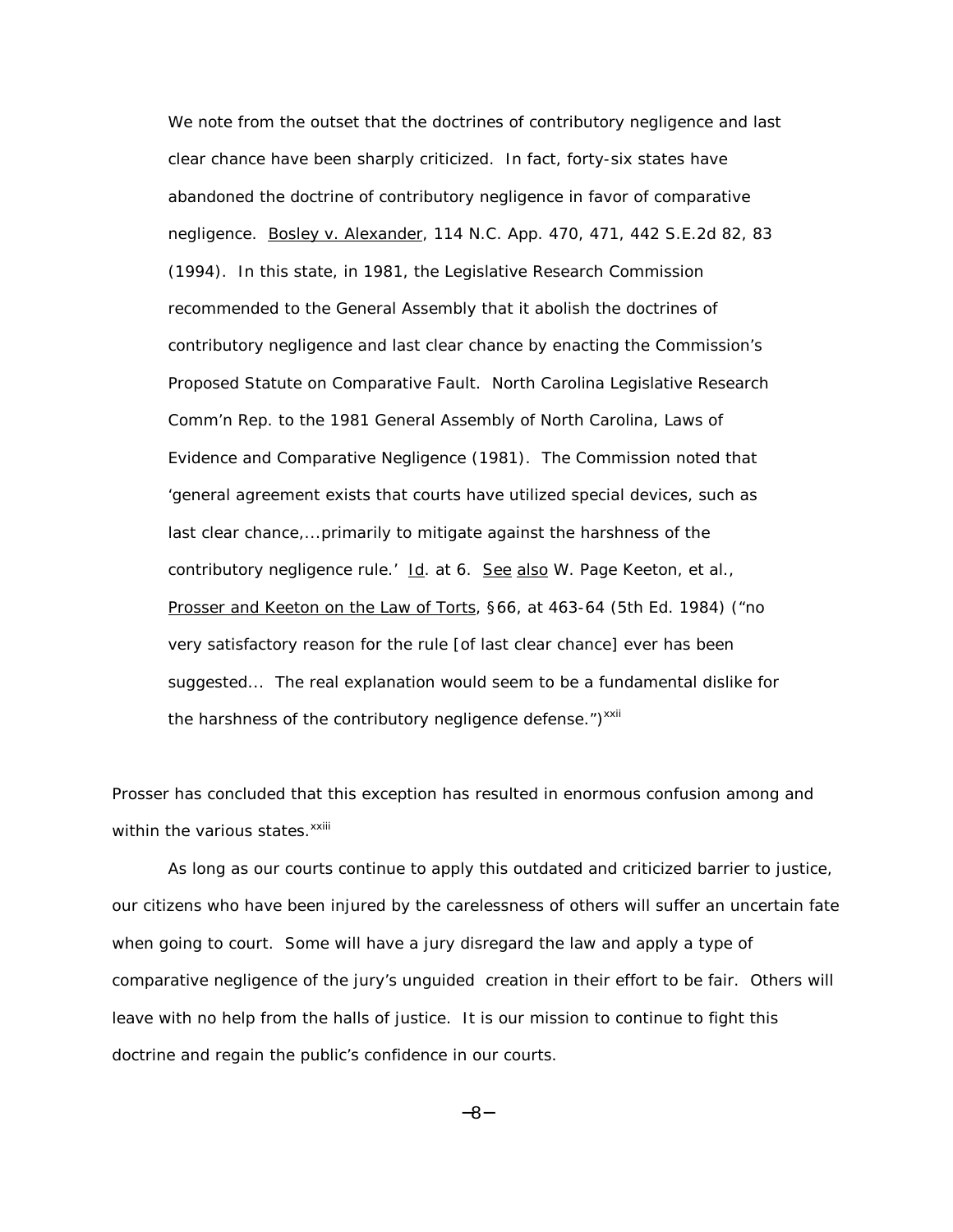> We note from the outset that the doctrines of contributory negligence and last clear chance have been sharply criticized. In fact, forty-six states have abandoned the doctrine of contributory negligence in favor of comparative negligence. Bosley v. Alexander, 114 N.C. App. 470, 471, 442 S.E.2d 82, 83 (1994). In this state, in 1981, the Legislative Research Commission recommended to the General Assembly that it abolish the doctrines of contributory negligence and last clear chance by enacting the Commission's Proposed Statute on Comparative Fault. North Carolina Legislative Research Comm'n Rep. to the 1981 General Assembly of North Carolina, Laws of Evidence and Comparative Negligence (1981). The Commission noted that 'general agreement exists that courts have utilized special devices, such as last clear chance,...primarily to mitigate against the harshness of the contributory negligence rule.' Id. at 6. See also W. Page Keeton, et al., Prosser and Keeton on the Law of Torts, §66, at 463-64 (5th Ed. 1984) ("no very satisfactory reason for the rule [of last clear chance] ever has been suggested... The real explanation would seem to be a fundamental dislike for the harshness of the contributory negligence defense.")[xxii]

Prosser has concluded that this exception has resulted in enormous confusion among and within the various states.[xxiii]

As long as our courts continue to apply this outdated and criticized barrier to justice, our citizens who have been injured by the carelessness of others will suffer an uncertain fate when going to court. Some will have a jury disregard the law and apply a type of comparative negligence of the jury's unguided creation in their effort to be fair. Others will leave with no help from the halls of justice. It is our mission to continue to fight this doctrine and regain the public's confidence in our courts.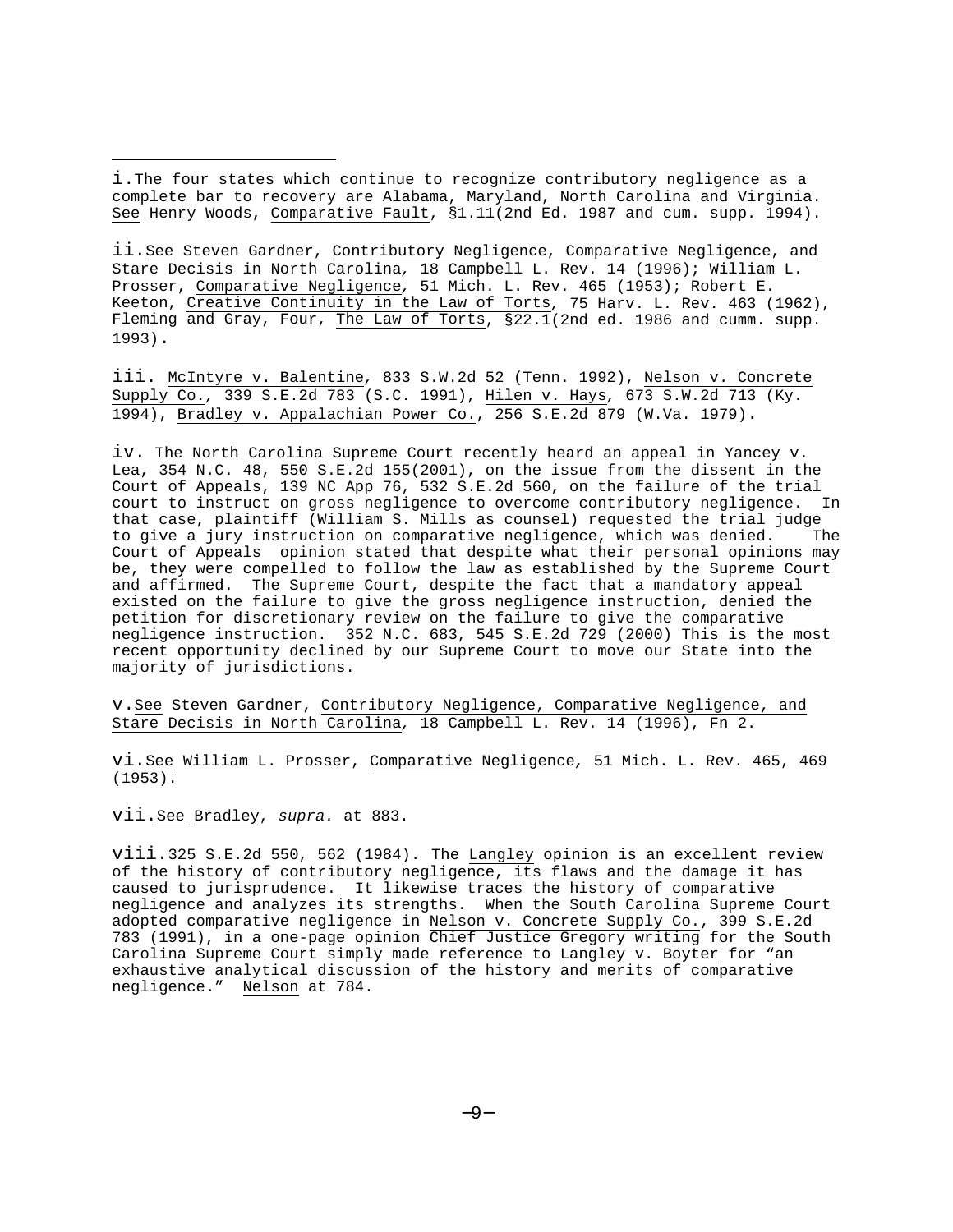i. The four states which continue to recognize contributory negligence as a complete bar to recovery are Alabama, Maryland, North Carolina and Virginia. See Henry Woods, Comparative Fault, §1.11(2nd Ed. 1987 and cum. supp. 1994).

ii. See Steven Gardner, Contributory Negligence, Comparative Negligence, and Stare Decisis in North Carolina, 18 Campbell L. Rev. 14 (1996); William L. Prosser, Comparative Negligence, 51 Mich. L. Rev. 465 (1953); Robert E. Keeton, Creative Continuity in the Law of Torts, 75 Harv. L. Rev. 463 (1962), Fleming and Gray, Four, The Law of Torts, §22.1(2nd ed. 1986 and cumm. supp. 1993).

iii. McIntyre v. Balentine, 833 S.W.2d 52 (Tenn. 1992), Nelson v. Concrete Supply Co., 339 S.E.2d 783 (S.C. 1991), Hilen v. Hays, 673 S.W.2d 713 (Ky. 1994), Bradley v. Appalachian Power Co., 256 S.E.2d 879 (W.Va. 1979).

iv. The North Carolina Supreme Court recently heard an appeal in Yancey v. Lea, 354 N.C. 48, 550 S.E.2d 155(2001), on the issue from the dissent in the Court of Appeals, 139 NC App 76, 532 S.E.2d 560, on the failure of the trial court to instruct on gross negligence to overcome contributory negligence. In that case, plaintiff (William S. Mills as counsel) requested the trial judge to give a jury instruction on comparative negligence, which was denied. The Court of Appeals opinion stated that despite what their personal opinions may be, they were compelled to follow the law as established by the Supreme Court and affirmed. The Supreme Court, despite the fact that a mandatory appeal existed on the failure to give the gross negligence instruction, denied the petition for discretionary review on the failure to give the comparative negligence instruction. 352 N.C. 683, 545 S.E.2d 729 (2000) This is the most recent opportunity declined by our Supreme Court to move our State into the majority of jurisdictions.

v. See Steven Gardner, Contributory Negligence, Comparative Negligence, and Stare Decisis in North Carolina, 18 Campbell L. Rev. 14 (1996), Fn 2.

vi. See William L. Prosser, Comparative Negligence, 51 Mich. L. Rev. 465, 469 (1953).

vii. See Bradley, *supra.* at 883.

viii. 325 S.E.2d 550, 562 (1984). The Langley opinion is an excellent review of the history of contributory negligence, its flaws and the damage it has caused to jurisprudence. It likewise traces the history of comparative negligence and analyzes its strengths. When the South Carolina Supreme Court adopted comparative negligence in Nelson v. Concrete Supply Co., 399 S.E.2d 783 (1991), in a one-page opinion Chief Justice Gregory writing for the South Carolina Supreme Court simply made reference to Langley v. Boyter for "an exhaustive analytical discussion of the history and merits of comparative negligence." Nelson at 784.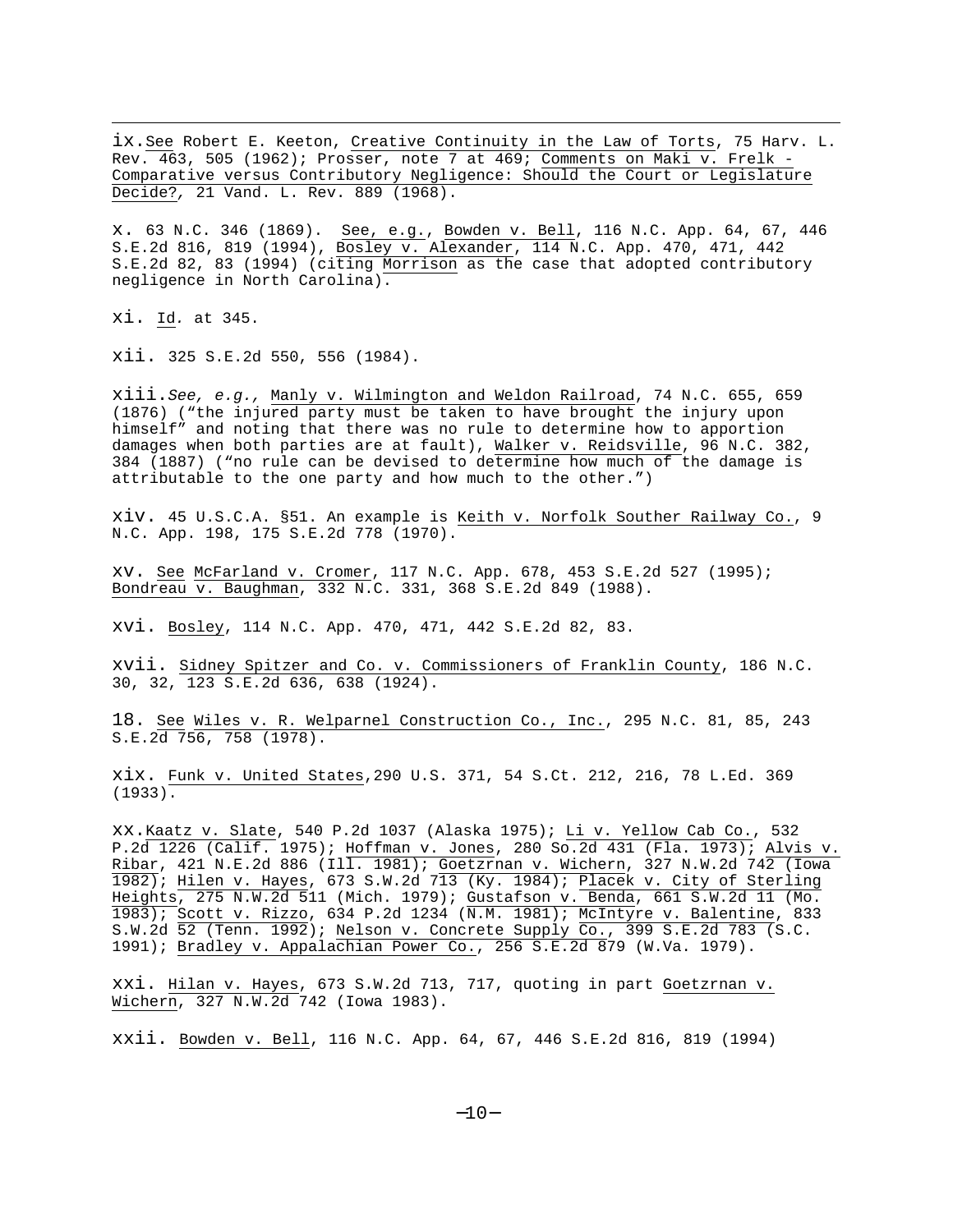ix. See Robert E. Keeton, Creative Continuity in the Law of Torts, 75 Harv. L. Rev. 463, 505 (1962); Prosser, note 7 at 469; Comments on Maki v. Frelk - Comparative versus Contributory Negligence: Should the Court or Legislature Decide?, 21 Vand. L. Rev. 889 (1968).

x. 63 N.C. 346 (1869). See, e.g., Bowden v. Bell, 116 N.C. App. 64, 67, 446 S.E.2d 816, 819 (1994), Bosley v. Alexander, 114 N.C. App. 470, 471, 442 S.E.2d 82, 83 (1994) (citing Morrison as the case that adopted contributory negligence in North Carolina).

xi. Id. at 345.

xii. 325 S.E.2d 550, 556 (1984).

xiii. *See, e.g.,* Manly v. Wilmington and Weldon Railroad, 74 N.C. 655, 659 (1876) ("the injured party must be taken to have brought the injury upon himself" and noting that there was no rule to determine how to apportion damages when both parties are at fault), Walker v. Reidsville, 96 N.C. 382, 384 (1887) ("no rule can be devised to determine how much of the damage is attributable to the one party and how much to the other.")

xiv. 45 U.S.C.A. §51. An example is Keith v. Norfolk Souther Railway Co., 9 N.C. App. 198, 175 S.E.2d 778 (1970).

xv. See McFarland v. Cromer, 117 N.C. App. 678, 453 S.E.2d 527 (1995); Bondreau v. Baughman, 332 N.C. 331, 368 S.E.2d 849 (1988).

xvi. Bosley, 114 N.C. App. 470, 471, 442 S.E.2d 82, 83.

xvii. Sidney Spitzer and Co. v. Commissioners of Franklin County, 186 N.C. 30, 32, 123 S.E.2d 636, 638 (1924).

18. See Wiles v. R. Welparnel Construction Co., Inc., 295 N.C. 81, 85, 243 S.E.2d 756, 758 (1978).

xix. Funk v. United States, 290 U.S. 371, 54 S.Ct. 212, 216, 78 L.Ed. 369 (1933).

xx. Kaatz v. Slate, 540 P.2d 1037 (Alaska 1975); Li v. Yellow Cab Co., 532 P.2d 1226 (Calif. 1975); Hoffman v. Jones, 280 So.2d 431 (Fla. 1973); Alvis v. Ribar, 421 N.E.2d 886 (Ill. 1981); Goetzrnan v. Wichern, 327 N.W.2d 742 (Iowa 1982); Hilen v. Hayes, 673 S.W.2d 713 (Ky. 1984); Placek v. City of Sterling Heights, 275 N.W.2d 511 (Mich. 1979); Gustafson v. Benda, 661 S.W.2d 11 (Mo. 1983); Scott v. Rizzo, 634 P.2d 1234 (N.M. 1981); McIntyre v. Balentine, 833 S.W.2d 52 (Tenn. 1992); Nelson v. Concrete Supply Co., 399 S.E.2d 783 (S.C. 1991); Bradley v. Appalachian Power Co., 256 S.E.2d 879 (W.Va. 1979).

xxi. Hilan v. Hayes, 673 S.W.2d 713, 717, quoting in part Goetzrnan v. Wichern, 327 N.W.2d 742 (Iowa 1983).

xxii. Bowden v. Bell, 116 N.C. App. 64, 67, 446 S.E.2d 816, 819 (1994)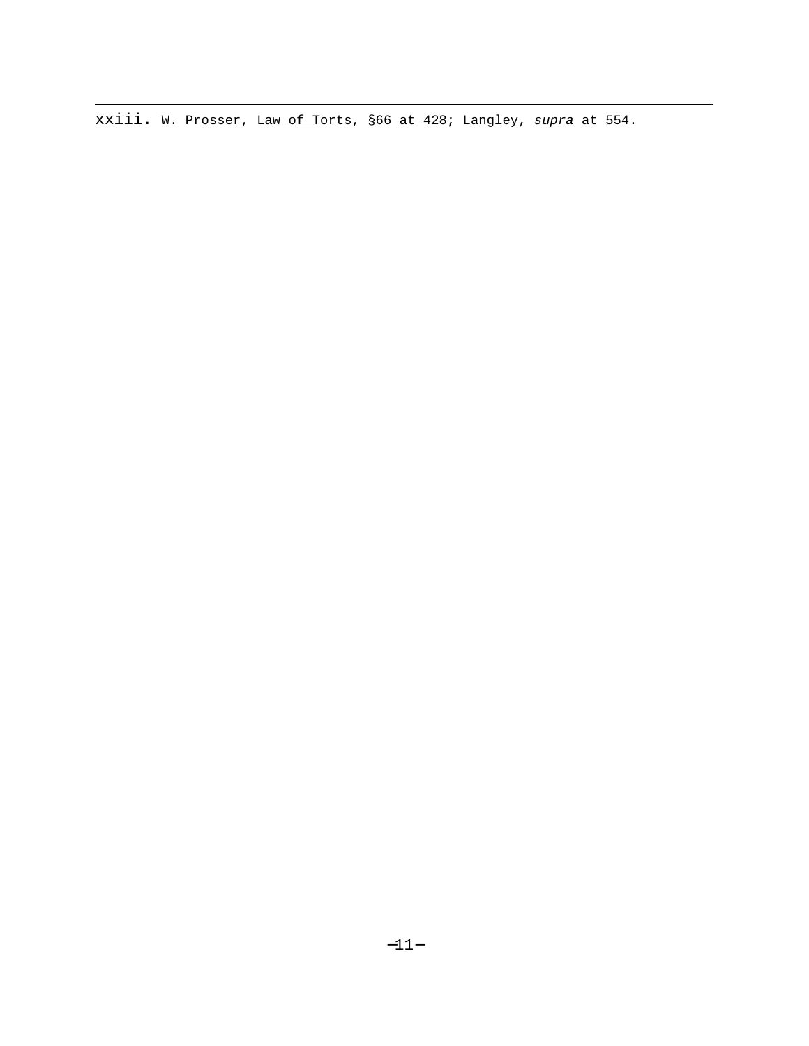xxiii. W. Prosser, Law of Torts, §66 at 428; Langley, *supra* at 554.